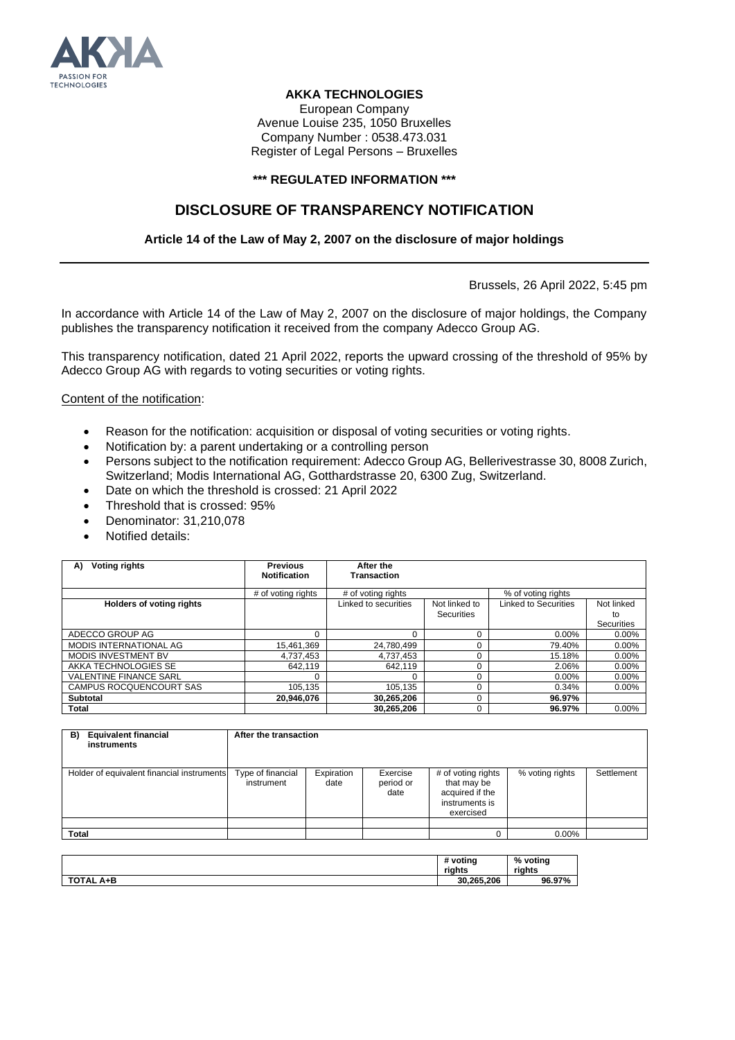**AKKA TECHNOLOGIES**
European Company
Avenue Louise 235, 1050 Bruxelles
Company Number : 0538.473.031
Register of Legal Persons – Bruxelles

**\*\*\* REGULATED INFORMATION \*\*\***

# DISCLOSURE OF TRANSPARENCY NOTIFICATION

**Article 14 of the Law of May 2, 2007 on the disclosure of major holdings**

Brussels, 26 April 2022, 5:45 pm

In accordance with Article 14 of the Law of May 2, 2007 on the disclosure of major holdings, the Company publishes the transparency notification it received from the company Adecco Group AG.

This transparency notification, dated 21 April 2022, reports the upward crossing of the threshold of 95% by Adecco Group AG with regards to voting securities or voting rights.

Content of the notification:

- Reason for the notification: acquisition or disposal of voting securities or voting rights.
- Notification by: a parent undertaking or a controlling person
- Persons subject to the notification requirement: Adecco Group AG, Bellerivestrasse 30, 8008 Zurich, Switzerland; Modis International AG, Gotthardstrasse 20, 6300 Zug, Switzerland.
- Date on which the threshold is crossed: 21 April 2022
- Threshold that is crossed: 95%
- Denominator: 31,210,078
- Notified details:

| **A) Voting rights** | **Previous Notification** | **After the Transaction** | | | |
|---|---|---|---|---|---|
| | # of voting rights | # of voting rights | | % of voting rights | |
| **Holders of voting rights** | | Linked to securities | Not linked to Securities | Linked to Securities | Not linked to Securities |
| ADECCO GROUP AG | 0 | 0 | 0 | 0.00% | 0.00% |
| MODIS INTERNATIONAL AG | 15,461,369 | 24,780,499 | 0 | 79.40% | 0.00% |
| MODIS INVESTMENT BV | 4,737,453 | 4,737,453 | 0 | 15.18% | 0.00% |
| AKKA TECHNOLOGIES SE | 642,119 | 642,119 | 0 | 2.06% | 0.00% |
| VALENTINE FINANCE SARL | 0 | 0 | 0 | 0.00% | 0.00% |
| CAMPUS ROCQUENCOURT SAS | 105,135 | 105,135 | 0 | 0.34% | 0.00% |
| **Subtotal** | **20,946,076** | **30,265,206** | 0 | **96.97%** | |
| **Total** | | **30,265,206** | 0 | **96.97%** | 0.00% |

| **B) Equivalent financial instruments** | **After the transaction** | | | | | |
|---|---|---|---|---|---|---|
| Holder of equivalent financial instruments | Type of financial instrument | Expiration date | Exercise period or date | # of voting rights that may be acquired if the instruments is exercised | % voting rights | Settlement |
| | | | | | | |
| **Total** | | | | 0 | 0.00% | |

| | # voting rights | % voting rights |
|---|---|---|
| **TOTAL A+B** | **30,265,206** | **96.97%** |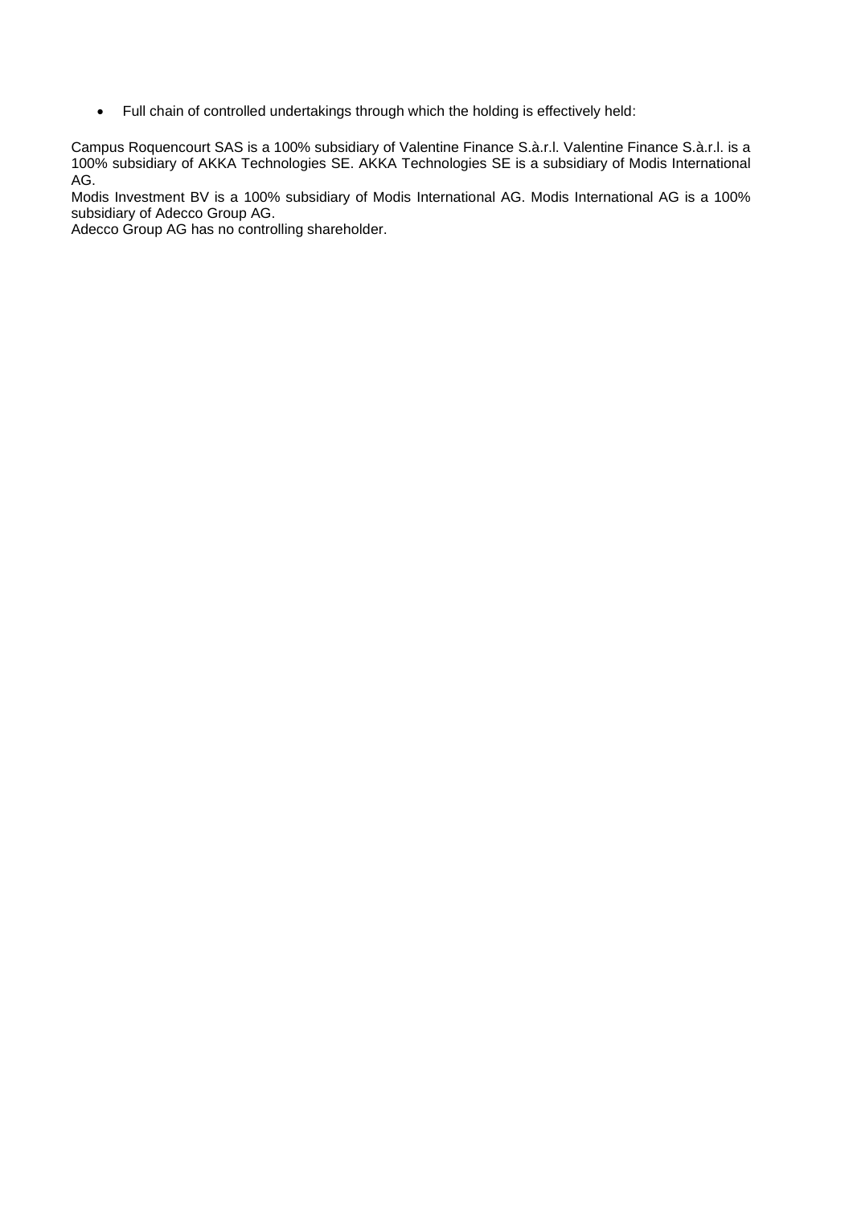- Full chain of controlled undertakings through which the holding is effectively held:

Campus Roquencourt SAS is a 100% subsidiary of Valentine Finance S.à.r.l. Valentine Finance S.à.r.l. is a 100% subsidiary of AKKA Technologies SE. AKKA Technologies SE is a subsidiary of Modis International AG.
Modis Investment BV is a 100% subsidiary of Modis International AG. Modis International AG is a 100% subsidiary of Adecco Group AG.
Adecco Group AG has no controlling shareholder.